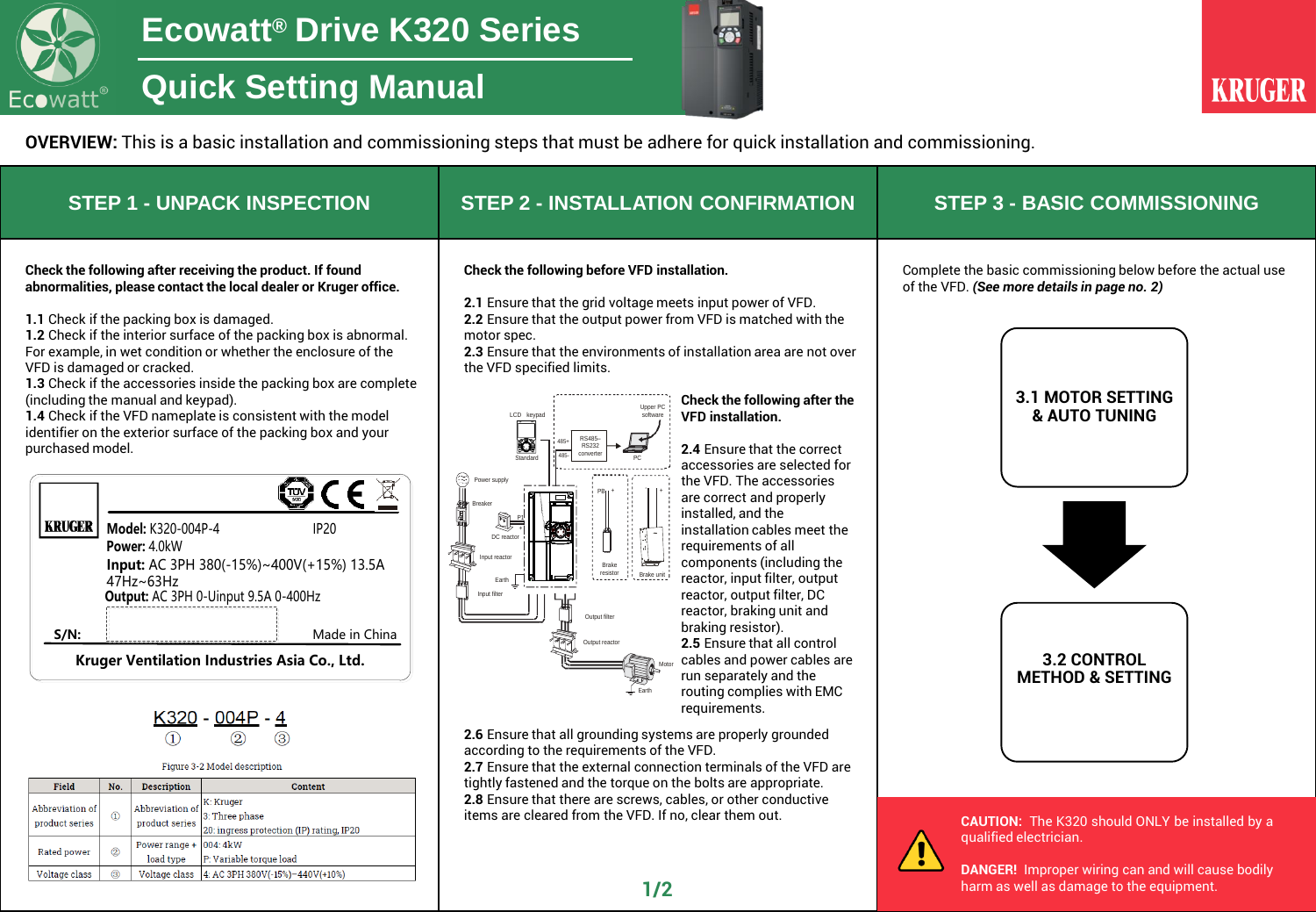# Ecowatt® Drive K320 Series

# Quick Setting Manual

**OVERVIEW:** This is a basic installation and commissioning steps that must be adhere for quick installation and commissioning.

## STEP 1 - UNPACK INSPECTION

**Check the following after receiving the product. If found abnormalities, please contact the local dealer or Kruger office.**

**1.1** Check if the packing box is damaged.
**1.2** Check if the interior surface of the packing box is abnormal. For example, in wet condition or whether the enclosure of the VFD is damaged or cracked.
**1.3** Check if the accessories inside the packing box are complete (including the manual and keypad).
**1.4** Check if the VFD nameplate is consistent with the model identifier on the exterior surface of the packing box and your purchased model.

KRUGER
**Model:** K320-004P-4 IP20
**Power:** 4.0kW
**Input:** AC 3PH 380(-15%)~400V(+15%) 13.5A 47Hz~63Hz
**Output:** AC 3PH 0-Uinput 9.5A 0-400Hz
**S/N:** Made in China
**Kruger Ventilation Industries Asia Co., Ltd.**

K320 - 004P - 4
① ② ③

Figure 3-2 Model description

| Field | No. | Description | Content |
|---|---|---|---|
| Abbreviation of product series | ① | Abbreviation of product series | K: Kruger<br>3: Three phase<br>20: ingress protection (IP) rating, IP20 |
| Rated power | ② | Power range + load type | 004: 4kW<br>P: Variable torque load |
| Voltage class | ③ | Voltage class | 4: AC 3PH 380V(-15%)~440V(+10%) |

## STEP 2 - INSTALLATION CONFIRMATION

**Check the following before VFD installation.**

**2.1** Ensure that the grid voltage meets input power of VFD.
**2.2** Ensure that the output power from VFD is matched with the motor spec.
**2.3** Ensure that the environments of installation area are not over the VFD specified limits.

**Check the following after the VFD installation.**

**2.4** Ensure that the correct accessories are selected for the VFD. The accessories are correct and properly installed, and the installation cables meet the requirements of all components (including the reactor, input filter, output reactor, output filter, DC reactor, braking unit and braking resistor).
**2.5** Ensure that all control cables and power cables are run separately and the routing complies with EMC requirements.
**2.6** Ensure that all grounding systems are properly grounded according to the requirements of the VFD.
**2.7** Ensure that the external connection terminals of the VFD are tightly fastened and the torque on the bolts are appropriate.
**2.8** Ensure that there are screws, cables, or other conductive items are cleared from the VFD. If no, clear them out.

## STEP 3 - BASIC COMMISSIONING

Complete the basic commissioning below before the actual use of the VFD. ***(See more details in page no. 2)***

**3.1 MOTOR SETTING & AUTO TUNING**

**3.2 CONTROL METHOD & SETTING**

**CAUTION:** The K320 should ONLY be installed by a qualified electrician.

**DANGER!** Improper wiring can and will cause bodily harm as well as damage to the equipment.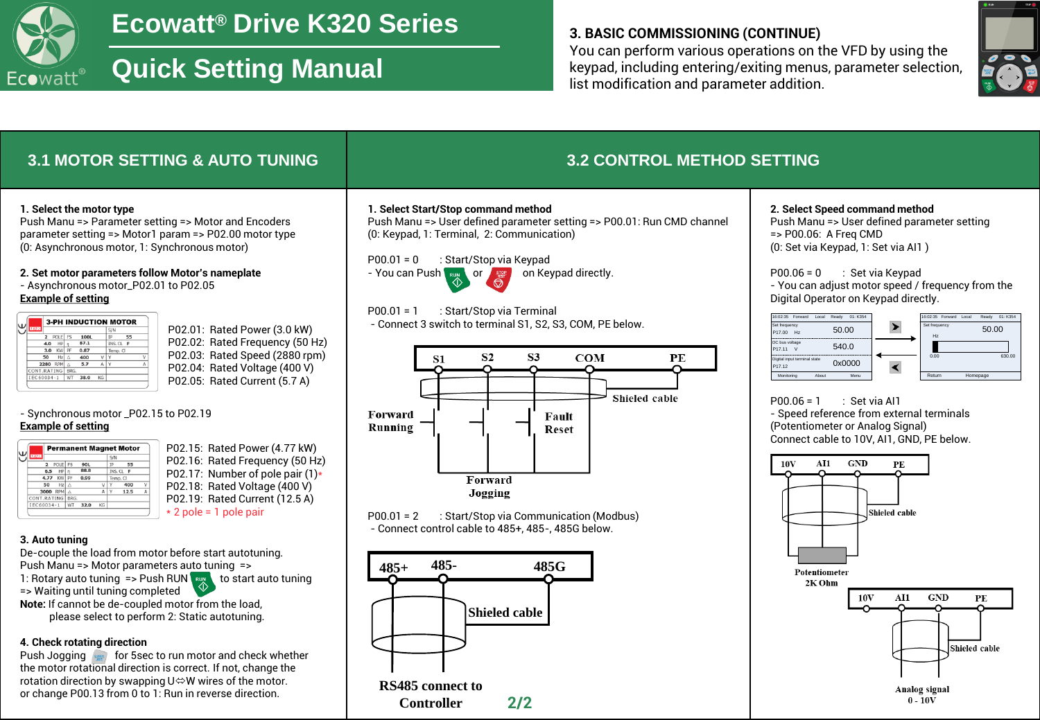# Ecowatt® Drive K320 Series

# Quick Setting Manual

**3. BASIC COMMISSIONING (CONTINUE)**

You can perform various operations on the VFD by using the keypad, including entering/exiting menus, parameter selection, list modification and parameter addition.

## 3.1 MOTOR SETTING & AUTO TUNING

**1. Select the motor type**

Push Manu => Parameter setting => Motor and Encoders parameter setting => Motor1 param => P02.00 motor type
(0: Asynchronous motor, 1: Synchronous motor)

**2. Set motor parameters follow Motor's nameplate**

- Asynchronous motor_P02.01 to P02.05

**Example of setting**

3-PH INDUCTION MOTOR

P02.01: Rated Power (3.0 kW)
P02.02: Rated Frequency (50 Hz)
P02.03: Rated Speed (2880 rpm)
P02.04: Rated Voltage (400 V)
P02.05: Rated Current (5.7 A)

- Synchronous motor _P02.15 to P02.19

**Example of setting**

Permanent Magnet Motor

P02.15: Rated Power (4.77 kW)
P02.16: Rated Frequency (50 Hz)
P02.17: Number of pole pair (1)*
P02.18: Rated Voltage (400 V)
P02.19: Rated Current (12.5 A)
* 2 pole = 1 pole pair

**3. Auto tuning**

De-couple the load from motor before start autotuning.
Push Manu => Motor parameters auto tuning =>
1: Rotary auto tuning => Push RUN to start auto tuning
=> Waiting until tuning completed

**Note:** If cannot be de-coupled motor from the load, please select to perform 2: Static autotuning.

**4. Check rotating direction**

Push Jogging for 5sec to run motor and check whether the motor rotational direction is correct. If not, change the rotation direction by swapping U⇔W wires of the motor. or change P00.13 from 0 to 1: Run in reverse direction.

## 3.2 CONTROL METHOD SETTING

**1. Select Start/Stop command method**

Push Manu => User defined parameter setting => P00.01: Run CMD channel
(0: Keypad, 1: Terminal, 2: Communication)

P00.01 = 0 : Start/Stop via Keypad
- You can Push RUN or STOP on Keypad directly.

P00.01 = 1 : Start/Stop via Terminal
- Connect 3 switch to terminal S1, S2, S3, COM, PE below.

S1 S2 S3 COM PE
Shieled cable
Forward Running
Fault Reset
Forward Jogging

P00.01 = 2 : Start/Stop via Communication (Modbus)
- Connect control cable to 485+, 485-, 485G below.

485+ 485- 485G
Shieled cable
RS485 connect to Controller

**2. Select Speed command method**

Push Manu => User defined parameter setting => P00.06: A Freq CMD
(0: Set via Keypad, 1: Set via AI1 )

P00.06 = 0 : Set via Keypad
- You can adjust motor speed / frequency from the Digital Operator on Keypad directly.

P00.06 = 1 : Set via AI1
- Speed reference from external terminals (Potentiometer or Analog Signal)
Connect cable to 10V, AI1, GND, PE below.

10V AI1 GND PE
Shieled cable
Potentiometer 2K Ohm

10V AI1 GND PE
Shieled cable
Analog signal 0 - 10V